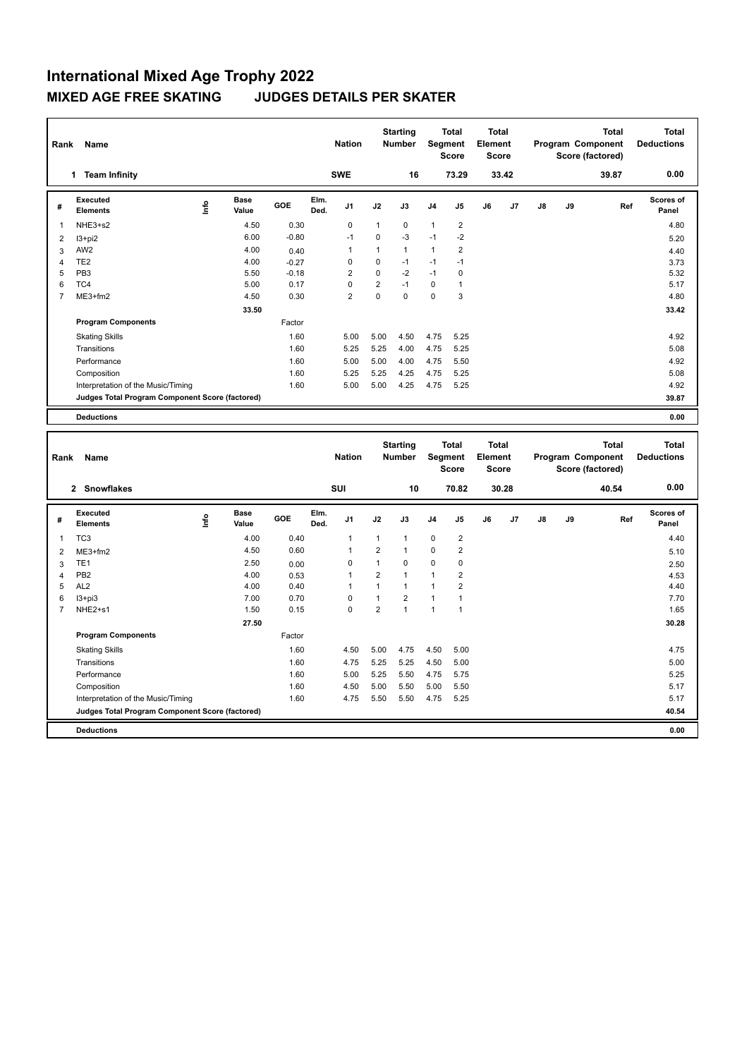# International Mixed Age Trophy 2022

## MIXED AGE FREE SKATING JUDGES DETAILS PER SKATER

| Rank | Name | Nation | Starting Number | Total Segment Score | Total Element Score | Total Program Component Score (factored) | Total Deductions |
|---|---|---|---|---|---|---|---|
| 1 | Team Infinity | SWE | 16 | 73.29 | 33.42 | 39.87 | 0.00 |

| # | Executed Elements | Info | Base Value | GOE | Elm. Ded. | J1 | J2 | J3 | J4 | J5 | J6 | J7 | J8 | J9 | Ref | Scores of Panel |
|---|---|---|---|---|---|---|---|---|---|---|---|---|---|---|---|---|
| 1 | NHE3+s2 | | 4.50 | 0.30 | | 0 | 1 | 0 | 1 | 2 | | | | | | 4.80 |
| 2 | I3+pi2 | | 6.00 | -0.80 | | -1 | 0 | -3 | -1 | -2 | | | | | | 5.20 |
| 3 | AW2 | | 4.00 | 0.40 | | 1 | 1 | 1 | 1 | 2 | | | | | | 4.40 |
| 4 | TE2 | | 4.00 | -0.27 | | 0 | 0 | -1 | -1 | -1 | | | | | | 3.73 |
| 5 | PB3 | | 5.50 | -0.18 | | 2 | 0 | -2 | -1 | 0 | | | | | | 5.32 |
| 6 | TC4 | | 5.00 | 0.17 | | 0 | 2 | -1 | 0 | 1 | | | | | | 5.17 |
| 7 | ME3+fm2 | | 4.50 | 0.30 | | 2 | 0 | 0 | 0 | 3 | | | | | | 4.80 |
| | | | 33.50 | | | | | | | | | | | | | 33.42 |
| | **Program Components** | | | Factor | | | | | | | | | | | | |
| | Skating Skills | | | 1.60 | | 5.00 | 5.00 | 4.50 | 4.75 | 5.25 | | | | | | 4.92 |
| | Transitions | | | 1.60 | | 5.25 | 5.25 | 4.00 | 4.75 | 5.25 | | | | | | 5.08 |
| | Performance | | | 1.60 | | 5.00 | 5.00 | 4.00 | 4.75 | 5.50 | | | | | | 4.92 |
| | Composition | | | 1.60 | | 5.25 | 5.25 | 4.25 | 4.75 | 5.25 | | | | | | 5.08 |
| | Interpretation of the Music/Timing | | | 1.60 | | 5.00 | 5.00 | 4.25 | 4.75 | 5.25 | | | | | | 4.92 |
| | **Judges Total Program Component Score (factored)** | | | | | | | | | | | | | | | 39.87 |
| | **Deductions** | | | | | | | | | | | | | | | 0.00 |

| Rank | Name | Nation | Starting Number | Total Segment Score | Total Element Score | Total Program Component Score (factored) | Total Deductions |
|---|---|---|---|---|---|---|---|
| 2 | Snowflakes | SUI | 10 | 70.82 | 30.28 | 40.54 | 0.00 |

| # | Executed Elements | Info | Base Value | GOE | Elm. Ded. | J1 | J2 | J3 | J4 | J5 | J6 | J7 | J8 | J9 | Ref | Scores of Panel |
|---|---|---|---|---|---|---|---|---|---|---|---|---|---|---|---|---|
| 1 | TC3 | | 4.00 | 0.40 | | 1 | 1 | 1 | 0 | 2 | | | | | | 4.40 |
| 2 | ME3+fm2 | | 4.50 | 0.60 | | 1 | 2 | 1 | 0 | 2 | | | | | | 5.10 |
| 3 | TE1 | | 2.50 | 0.00 | | 0 | 1 | 0 | 0 | 0 | | | | | | 2.50 |
| 4 | PB2 | | 4.00 | 0.53 | | 1 | 2 | 1 | 1 | 2 | | | | | | 4.53 |
| 5 | AL2 | | 4.00 | 0.40 | | 1 | 1 | 1 | 1 | 2 | | | | | | 4.40 |
| 6 | I3+pi3 | | 7.00 | 0.70 | | 0 | 1 | 2 | 1 | 1 | | | | | | 7.70 |
| 7 | NHE2+s1 | | 1.50 | 0.15 | | 0 | 2 | 1 | 1 | 1 | | | | | | 1.65 |
| | | | 27.50 | | | | | | | | | | | | | 30.28 |
| | **Program Components** | | | Factor | | | | | | | | | | | | |
| | Skating Skills | | | 1.60 | | 4.50 | 5.00 | 4.75 | 4.50 | 5.00 | | | | | | 4.75 |
| | Transitions | | | 1.60 | | 4.75 | 5.25 | 5.25 | 4.50 | 5.00 | | | | | | 5.00 |
| | Performance | | | 1.60 | | 5.00 | 5.25 | 5.50 | 4.75 | 5.75 | | | | | | 5.25 |
| | Composition | | | 1.60 | | 4.50 | 5.00 | 5.50 | 5.00 | 5.50 | | | | | | 5.17 |
| | Interpretation of the Music/Timing | | | 1.60 | | 4.75 | 5.50 | 5.50 | 4.75 | 5.25 | | | | | | 5.17 |
| | **Judges Total Program Component Score (factored)** | | | | | | | | | | | | | | | 40.54 |
| | **Deductions** | | | | | | | | | | | | | | | 0.00 |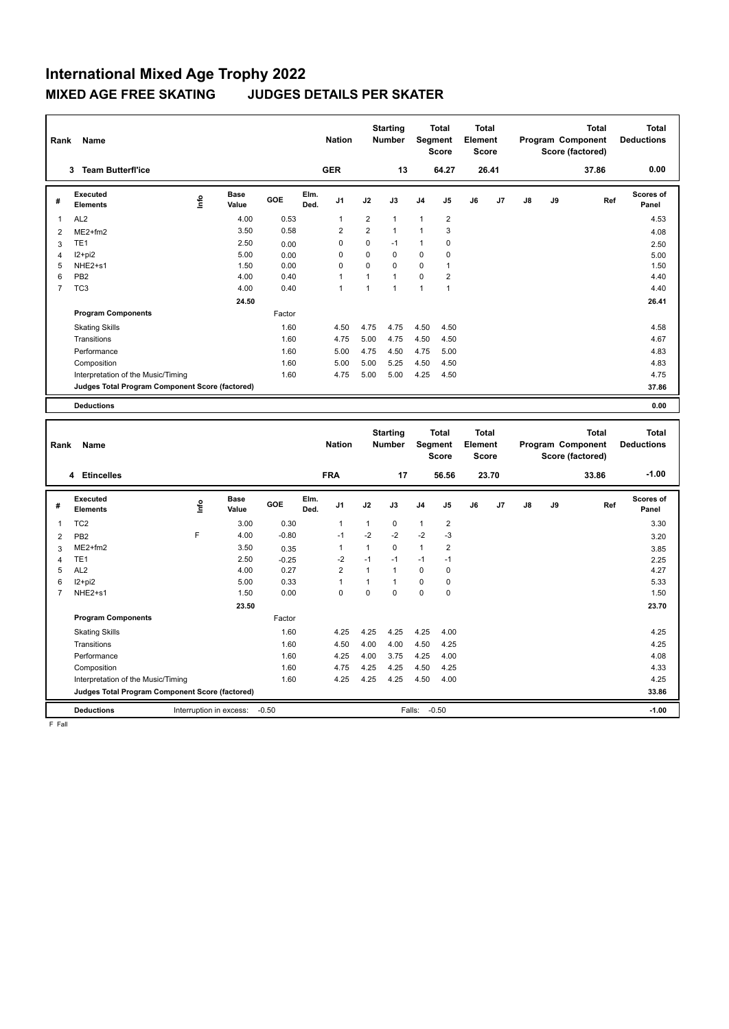# International Mixed Age Trophy 2022

## MIXED AGE FREE SKATING JUDGES DETAILS PER SKATER

| Rank | Name | Nation | Starting Number | Total Segment Score | Total Element Score | Total Program Component Score (factored) | Total Deductions |
|---|---|---|---|---|---|---|---|
| 3 | Team Butterfl'ice | GER | 13 | 64.27 | 26.41 | 37.86 | 0.00 |

| # | Executed Elements | Info | Base Value | GOE | Elm. Ded. | J1 | J2 | J3 | J4 | J5 | J6 | J7 | J8 | J9 | Ref | Scores of Panel |
|---|---|---|---|---|---|---|---|---|---|---|---|---|---|---|---|---|
| 1 | AL2 | | 4.00 | 0.53 | | 1 | 2 | 1 | 1 | 2 | | | | | | 4.53 |
| 2 | ME2+fm2 | | 3.50 | 0.58 | | 2 | 2 | 1 | 1 | 3 | | | | | | 4.08 |
| 3 | TE1 | | 2.50 | 0.00 | | 0 | 0 | -1 | 1 | 0 | | | | | | 2.50 |
| 4 | I2+pi2 | | 5.00 | 0.00 | | 0 | 0 | 0 | 0 | 0 | | | | | | 5.00 |
| 5 | NHE2+s1 | | 1.50 | 0.00 | | 0 | 0 | 0 | 0 | 1 | | | | | | 1.50 |
| 6 | PB2 | | 4.00 | 0.40 | | 1 | 1 | 1 | 0 | 2 | | | | | | 4.40 |
| 7 | TC3 | | 4.00 | 0.40 | | 1 | 1 | 1 | 1 | 1 | | | | | | 4.40 |
| | | | 24.50 | | | | | | | | | | | | | 26.41 |
| | **Program Components** | | | Factor | | | | | | | | | | | | |
| | Skating Skills | | | 1.60 | | 4.50 | 4.75 | 4.75 | 4.50 | 4.50 | | | | | | 4.58 |
| | Transitions | | | 1.60 | | 4.75 | 5.00 | 4.75 | 4.50 | 4.50 | | | | | | 4.67 |
| | Performance | | | 1.60 | | 5.00 | 4.75 | 4.50 | 4.75 | 5.00 | | | | | | 4.83 |
| | Composition | | | 1.60 | | 5.00 | 5.00 | 5.25 | 4.50 | 4.50 | | | | | | 4.83 |
| | Interpretation of the Music/Timing | | | 1.60 | | 4.75 | 5.00 | 5.00 | 4.25 | 4.50 | | | | | | 4.75 |
| | **Judges Total Program Component Score (factored)** | | | | | | | | | | | | | | | 37.86 |
| | **Deductions** | | | | | | | | | | | | | | | 0.00 |

| Rank | Name | Nation | Starting Number | Total Segment Score | Total Element Score | Total Program Component Score (factored) | Total Deductions |
|---|---|---|---|---|---|---|---|
| 4 | Etincelles | FRA | 17 | 56.56 | 23.70 | 33.86 | -1.00 |

| # | Executed Elements | Info | Base Value | GOE | Elm. Ded. | J1 | J2 | J3 | J4 | J5 | J6 | J7 | J8 | J9 | Ref | Scores of Panel |
|---|---|---|---|---|---|---|---|---|---|---|---|---|---|---|---|---|
| 1 | TC2 | | 3.00 | 0.30 | | 1 | 1 | 0 | 1 | 2 | | | | | | 3.30 |
| 2 | PB2 | F | 4.00 | -0.80 | | -1 | -2 | -2 | -2 | -3 | | | | | | 3.20 |
| 3 | ME2+fm2 | | 3.50 | 0.35 | | 1 | 1 | 0 | 1 | 2 | | | | | | 3.85 |
| 4 | TE1 | | 2.50 | -0.25 | | -2 | -1 | -1 | -1 | -1 | | | | | | 2.25 |
| 5 | AL2 | | 4.00 | 0.27 | | 2 | 1 | 1 | 0 | 0 | | | | | | 4.27 |
| 6 | I2+pi2 | | 5.00 | 0.33 | | 1 | 1 | 1 | 0 | 0 | | | | | | 5.33 |
| 7 | NHE2+s1 | | 1.50 | 0.00 | | 0 | 0 | 0 | 0 | 0 | | | | | | 1.50 |
| | | | 23.50 | | | | | | | | | | | | | 23.70 |
| | **Program Components** | | | Factor | | | | | | | | | | | | |
| | Skating Skills | | | 1.60 | | 4.25 | 4.25 | 4.25 | 4.25 | 4.00 | | | | | | 4.25 |
| | Transitions | | | 1.60 | | 4.50 | 4.00 | 4.00 | 4.50 | 4.25 | | | | | | 4.25 |
| | Performance | | | 1.60 | | 4.25 | 4.00 | 3.75 | 4.25 | 4.00 | | | | | | 4.08 |
| | Composition | | | 1.60 | | 4.75 | 4.25 | 4.25 | 4.50 | 4.25 | | | | | | 4.33 |
| | Interpretation of the Music/Timing | | | 1.60 | | 4.25 | 4.25 | 4.25 | 4.50 | 4.00 | | | | | | 4.25 |
| | **Judges Total Program Component Score (factored)** | | | | | | | | | | | | | | | 33.86 |
| | **Deductions** | Interruption in excess: -0.50 | | | | | | Falls: -0.50 | | | | | | | | -1.00 |

F Fall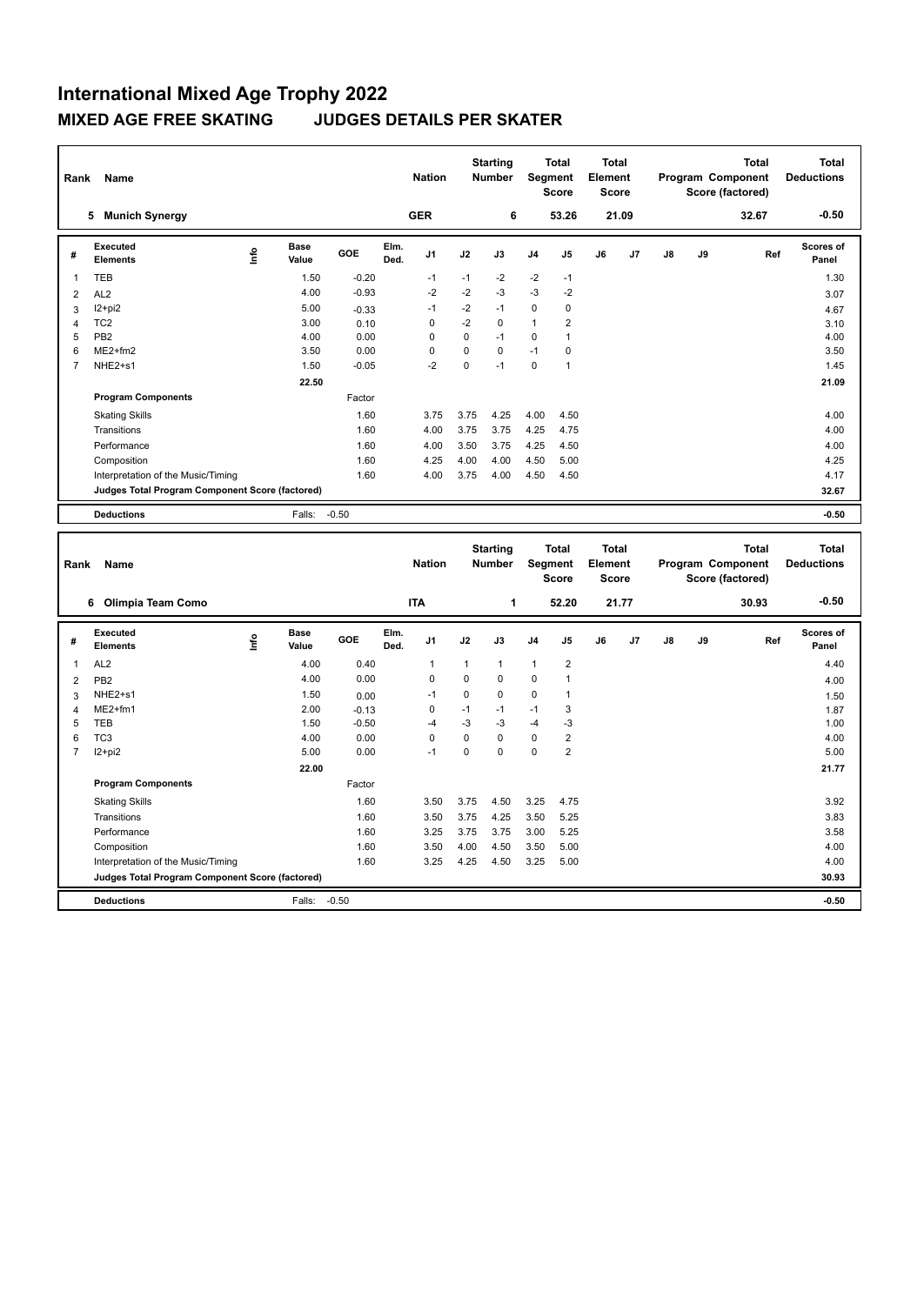# International Mixed Age Trophy 2022

## MIXED AGE FREE SKATING JUDGES DETAILS PER SKATER

| Rank | Name | Nation | Starting Number | Total Segment Score | Total Element Score | Total Program Component Score (factored) | Total Deductions |
|---|---|---|---|---|---|---|---|
| 5 | Munich Synergy | GER | 6 | 53.26 | 21.09 | 32.67 | -0.50 |

| # | Executed Elements | Info | Base Value | GOE | Elm. Ded. | J1 | J2 | J3 | J4 | J5 | J6 | J7 | J8 | J9 | Ref | Scores of Panel |
|---|---|---|---|---|---|---|---|---|---|---|---|---|---|---|---|---|
| 1 | TEB | | 1.50 | -0.20 | | -1 | -1 | -2 | -2 | -1 | | | | | | 1.30 |
| 2 | AL2 | | 4.00 | -0.93 | | -2 | -2 | -3 | -3 | -2 | | | | | | 3.07 |
| 3 | I2+pi2 | | 5.00 | -0.33 | | -1 | -2 | -1 | 0 | 0 | | | | | | 4.67 |
| 4 | TC2 | | 3.00 | 0.10 | | 0 | -2 | 0 | 1 | 2 | | | | | | 3.10 |
| 5 | PB2 | | 4.00 | 0.00 | | 0 | 0 | -1 | 0 | 1 | | | | | | 4.00 |
| 6 | ME2+fm2 | | 3.50 | 0.00 | | 0 | 0 | 0 | -1 | 0 | | | | | | 3.50 |
| 7 | NHE2+s1 | | 1.50 | -0.05 | | -2 | 0 | -1 | 0 | 1 | | | | | | 1.45 |
| | | | 22.50 | | | | | | | | | | | | | 21.09 |

| Program Components | Factor | J1 | J2 | J3 | J4 | J5 | J6 | J7 | J8 | J9 | Scores of Panel |
|---|---|---|---|---|---|---|---|---|---|---|---|
| Skating Skills | 1.60 | 3.75 | 3.75 | 4.25 | 4.00 | 4.50 | | | | | 4.00 |
| Transitions | 1.60 | 4.00 | 3.75 | 3.75 | 4.25 | 4.75 | | | | | 4.00 |
| Performance | 1.60 | 4.00 | 3.50 | 3.75 | 4.25 | 4.50 | | | | | 4.00 |
| Composition | 1.60 | 4.25 | 4.00 | 4.00 | 4.50 | 5.00 | | | | | 4.25 |
| Interpretation of the Music/Timing | 1.60 | 4.00 | 3.75 | 4.00 | 4.50 | 4.50 | | | | | 4.17 |
| Judges Total Program Component Score (factored) | | | | | | | | | | | 32.67 |

| Deductions | Falls: | -0.50 | -0.50 |
|---|---|---|---|

| Rank | Name | Nation | Starting Number | Total Segment Score | Total Element Score | Total Program Component Score (factored) | Total Deductions |
|---|---|---|---|---|---|---|---|
| 6 | Olimpia Team Como | ITA | 1 | 52.20 | 21.77 | 30.93 | -0.50 |

| # | Executed Elements | Info | Base Value | GOE | Elm. Ded. | J1 | J2 | J3 | J4 | J5 | J6 | J7 | J8 | J9 | Ref | Scores of Panel |
|---|---|---|---|---|---|---|---|---|---|---|---|---|---|---|---|---|
| 1 | AL2 | | 4.00 | 0.40 | | 1 | 1 | 1 | 1 | 2 | | | | | | 4.40 |
| 2 | PB2 | | 4.00 | 0.00 | | 0 | 0 | 0 | 0 | 1 | | | | | | 4.00 |
| 3 | NHE2+s1 | | 1.50 | 0.00 | | -1 | 0 | 0 | 0 | 1 | | | | | | 1.50 |
| 4 | ME2+fm1 | | 2.00 | -0.13 | | 0 | -1 | -1 | -1 | 3 | | | | | | 1.87 |
| 5 | TEB | | 1.50 | -0.50 | | -4 | -3 | -3 | -4 | -3 | | | | | | 1.00 |
| 6 | TC3 | | 4.00 | 0.00 | | 0 | 0 | 0 | 0 | 2 | | | | | | 4.00 |
| 7 | I2+pi2 | | 5.00 | 0.00 | | -1 | 0 | 0 | 0 | 2 | | | | | | 5.00 |
| | | | 22.00 | | | | | | | | | | | | | 21.77 |

| Program Components | Factor | J1 | J2 | J3 | J4 | J5 | J6 | J7 | J8 | J9 | Scores of Panel |
|---|---|---|---|---|---|---|---|---|---|---|---|
| Skating Skills | 1.60 | 3.50 | 3.75 | 4.50 | 3.25 | 4.75 | | | | | 3.92 |
| Transitions | 1.60 | 3.50 | 3.75 | 4.25 | 3.50 | 5.25 | | | | | 3.83 |
| Performance | 1.60 | 3.25 | 3.75 | 3.75 | 3.00 | 5.25 | | | | | 3.58 |
| Composition | 1.60 | 3.50 | 4.00 | 4.50 | 3.50 | 5.00 | | | | | 4.00 |
| Interpretation of the Music/Timing | 1.60 | 3.25 | 4.25 | 4.50 | 3.25 | 5.00 | | | | | 4.00 |
| Judges Total Program Component Score (factored) | | | | | | | | | | | 30.93 |

| Deductions | Falls: | -0.50 | -0.50 |
|---|---|---|---|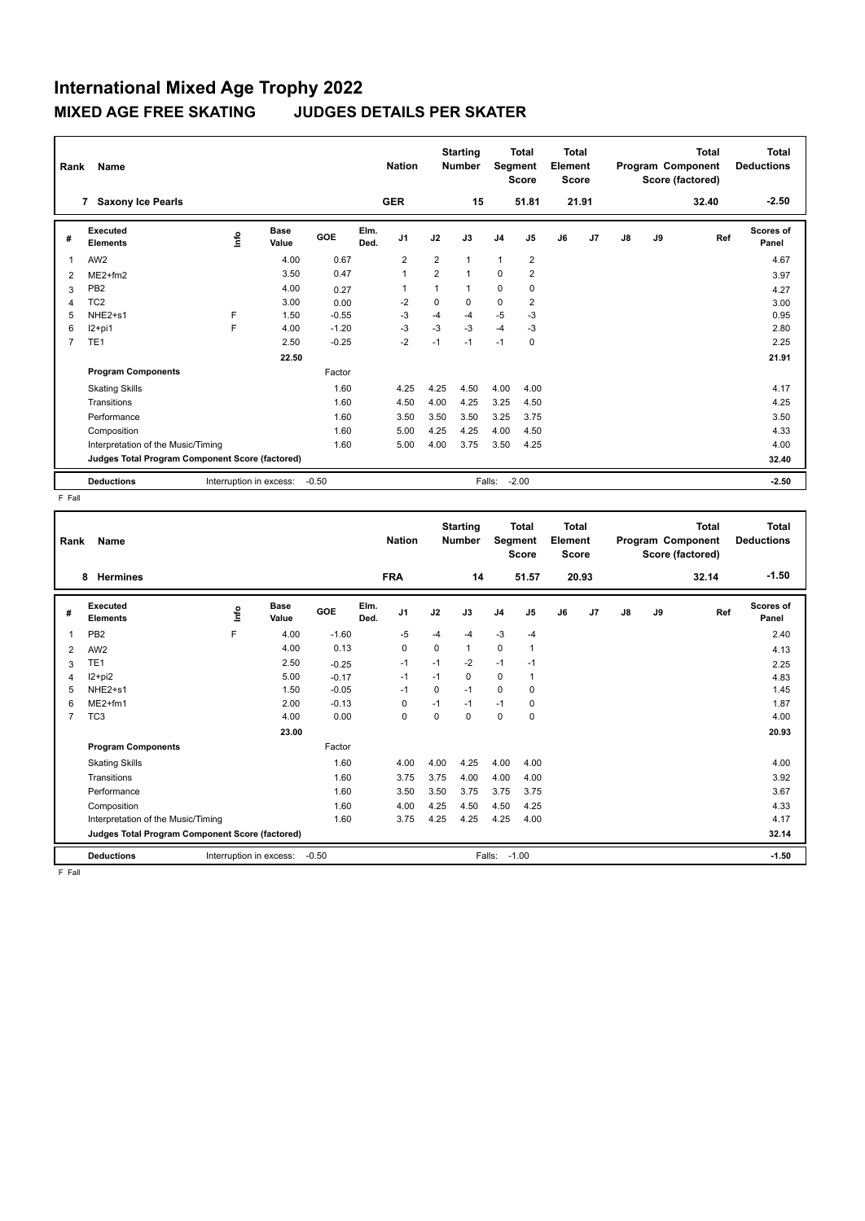# International Mixed Age Trophy 2022

## MIXED AGE FREE SKATING JUDGES DETAILS PER SKATER

| Rank | Name | Nation | Starting Number | Total Segment Score | Total Element Score | Total Program Component Score (factored) | Total Deductions |
|---|---|---|---|---|---|---|---|
| 7 | Saxony Ice Pearls | GER | 15 | 51.81 | 21.91 | 32.40 | -2.50 |

| # | Executed Elements | Info | Base Value | GOE | Elm. Ded. | J1 | J2 | J3 | J4 | J5 | J6 | J7 | J8 | J9 | Ref | Scores of Panel |
|---|---|---|---|---|---|---|---|---|---|---|---|---|---|---|---|---|
| 1 | AW2 | | 4.00 | 0.67 | | 2 | 2 | 1 | 1 | 2 | | | | | | 4.67 |
| 2 | ME2+fm2 | | 3.50 | 0.47 | | 1 | 2 | 1 | 0 | 2 | | | | | | 3.97 |
| 3 | PB2 | | 4.00 | 0.27 | | 1 | 1 | 1 | 0 | 0 | | | | | | 4.27 |
| 4 | TC2 | | 3.00 | 0.00 | | -2 | 0 | 0 | 0 | 2 | | | | | | 3.00 |
| 5 | NHE2+s1 | F | 1.50 | -0.55 | | -3 | -4 | -4 | -5 | -3 | | | | | | 0.95 |
| 6 | I2+pi1 | F | 4.00 | -1.20 | | -3 | -3 | -3 | -4 | -3 | | | | | | 2.80 |
| 7 | TE1 | | 2.50 | -0.25 | | -2 | -1 | -1 | -1 | 0 | | | | | | 2.25 |
| | | | 22.50 | | | | | | | | | | | | | 21.91 |
| | **Program Components** | | | Factor | | | | | | | | | | | | |
| | Skating Skills | | | 1.60 | | 4.25 | 4.25 | 4.50 | 4.00 | 4.00 | | | | | | 4.17 |
| | Transitions | | | 1.60 | | 4.50 | 4.00 | 4.25 | 3.25 | 4.50 | | | | | | 4.25 |
| | Performance | | | 1.60 | | 3.50 | 3.50 | 3.50 | 3.25 | 3.75 | | | | | | 3.50 |
| | Composition | | | 1.60 | | 5.00 | 4.25 | 4.25 | 4.00 | 4.50 | | | | | | 4.33 |
| | Interpretation of the Music/Timing | | | 1.60 | | 5.00 | 4.00 | 3.75 | 3.50 | 4.25 | | | | | | 4.00 |
| | **Judges Total Program Component Score (factored)** | | | | | | | | | | | | | | | 32.40 |
| | **Deductions** | | Interruption in excess: | -0.50 | | | | Falls: | -2.00 | | | | | | | -2.50 |

F Fall

| Rank | Name | Nation | Starting Number | Total Segment Score | Total Element Score | Total Program Component Score (factored) | Total Deductions |
|---|---|---|---|---|---|---|---|
| 8 | Hermines | FRA | 14 | 51.57 | 20.93 | 32.14 | -1.50 |

| # | Executed Elements | Info | Base Value | GOE | Elm. Ded. | J1 | J2 | J3 | J4 | J5 | J6 | J7 | J8 | J9 | Ref | Scores of Panel |
|---|---|---|---|---|---|---|---|---|---|---|---|---|---|---|---|---|
| 1 | PB2 | F | 4.00 | -1.60 | | -5 | -4 | -4 | -3 | -4 | | | | | | 2.40 |
| 2 | AW2 | | 4.00 | 0.13 | | 0 | 0 | 1 | 0 | 1 | | | | | | 4.13 |
| 3 | TE1 | | 2.50 | -0.25 | | -1 | -1 | -2 | -1 | -1 | | | | | | 2.25 |
| 4 | I2+pi2 | | 5.00 | -0.17 | | -1 | -1 | 0 | 0 | 1 | | | | | | 4.83 |
| 5 | NHE2+s1 | | 1.50 | -0.05 | | -1 | 0 | -1 | 0 | 0 | | | | | | 1.45 |
| 6 | ME2+fm1 | | 2.00 | -0.13 | | 0 | -1 | -1 | -1 | 0 | | | | | | 1.87 |
| 7 | TC3 | | 4.00 | 0.00 | | 0 | 0 | 0 | 0 | 0 | | | | | | 4.00 |
| | | | 23.00 | | | | | | | | | | | | | 20.93 |
| | **Program Components** | | | Factor | | | | | | | | | | | | |
| | Skating Skills | | | 1.60 | | 4.00 | 4.00 | 4.25 | 4.00 | 4.00 | | | | | | 4.00 |
| | Transitions | | | 1.60 | | 3.75 | 3.75 | 4.00 | 4.00 | 4.00 | | | | | | 3.92 |
| | Performance | | | 1.60 | | 3.50 | 3.50 | 3.75 | 3.75 | 3.75 | | | | | | 3.67 |
| | Composition | | | 1.60 | | 4.00 | 4.25 | 4.50 | 4.50 | 4.25 | | | | | | 4.33 |
| | Interpretation of the Music/Timing | | | 1.60 | | 3.75 | 4.25 | 4.25 | 4.25 | 4.00 | | | | | | 4.17 |
| | **Judges Total Program Component Score (factored)** | | | | | | | | | | | | | | | 32.14 |
| | **Deductions** | | Interruption in excess: | -0.50 | | | | Falls: | -1.00 | | | | | | | -1.50 |

F Fall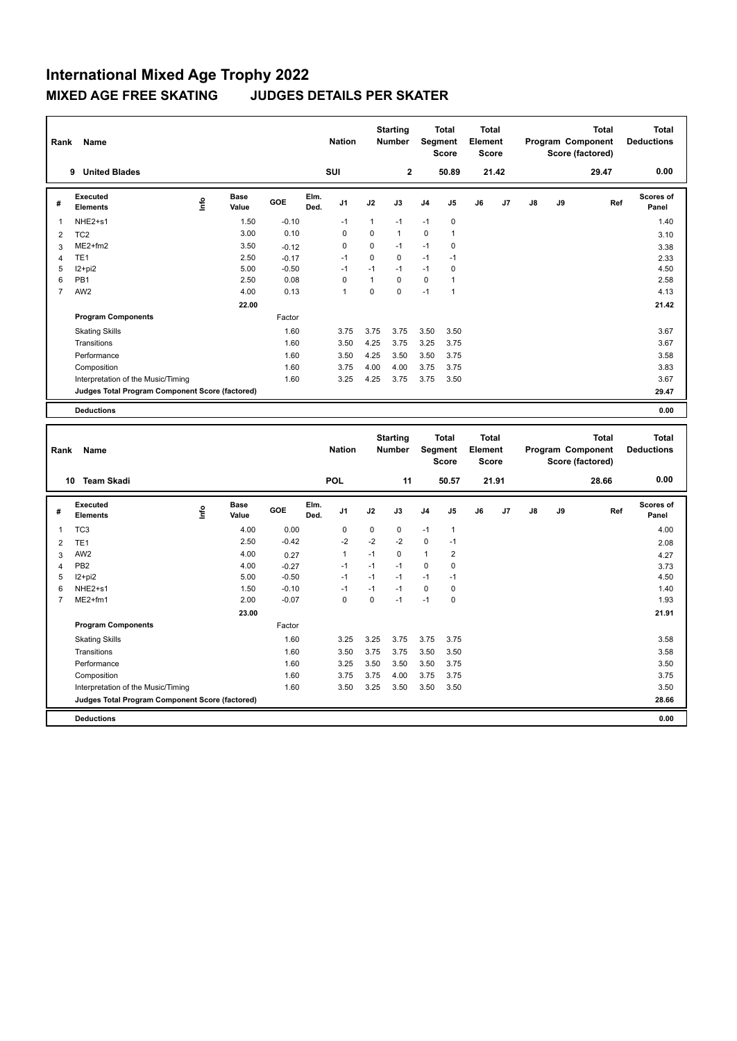# International Mixed Age Trophy 2022

## MIXED AGE FREE SKATING JUDGES DETAILS PER SKATER

| Rank | Name | Nation | Starting Number | Total Segment Score | Total Element Score | Total Program Component Score (factored) | Total Deductions |
|---|---|---|---|---|---|---|---|
| 9 | United Blades | SUI | 2 | 50.89 | 21.42 | 29.47 | 0.00 |

| # | Executed Elements | Info | Base Value | GOE | Elm. Ded. | J1 | J2 | J3 | J4 | J5 | J6 | J7 | J8 | J9 | Ref | Scores of Panel |
|---|---|---|---|---|---|---|---|---|---|---|---|---|---|---|---|---|
| 1 | NHE2+s1 | | 1.50 | -0.10 | | -1 | 1 | -1 | -1 | 0 | | | | | | 1.40 |
| 2 | TC2 | | 3.00 | 0.10 | | 0 | 0 | 1 | 0 | 1 | | | | | | 3.10 |
| 3 | ME2+fm2 | | 3.50 | -0.12 | | 0 | 0 | -1 | -1 | 0 | | | | | | 3.38 |
| 4 | TE1 | | 2.50 | -0.17 | | -1 | 0 | 0 | -1 | -1 | | | | | | 2.33 |
| 5 | I2+pi2 | | 5.00 | -0.50 | | -1 | -1 | -1 | -1 | 0 | | | | | | 4.50 |
| 6 | PB1 | | 2.50 | 0.08 | | 0 | 1 | 0 | 0 | 1 | | | | | | 2.58 |
| 7 | AW2 | | 4.00 | 0.13 | | 1 | 0 | 0 | -1 | 1 | | | | | | 4.13 |
| | | | 22.00 | | | | | | | | | | | | | 21.42 |
| | **Program Components** | | | Factor | | | | | | | | | | | | |
| | Skating Skills | | | 1.60 | | 3.75 | 3.75 | 3.75 | 3.50 | 3.50 | | | | | | 3.67 |
| | Transitions | | | 1.60 | | 3.50 | 4.25 | 3.75 | 3.25 | 3.75 | | | | | | 3.67 |
| | Performance | | | 1.60 | | 3.50 | 4.25 | 3.50 | 3.50 | 3.75 | | | | | | 3.58 |
| | Composition | | | 1.60 | | 3.75 | 4.00 | 4.00 | 3.75 | 3.75 | | | | | | 3.83 |
| | Interpretation of the Music/Timing | | | 1.60 | | 3.25 | 4.25 | 3.75 | 3.75 | 3.50 | | | | | | 3.67 |
| | **Judges Total Program Component Score (factored)** | | | | | | | | | | | | | | | 29.47 |
| | **Deductions** | | | | | | | | | | | | | | | 0.00 |

| Rank | Name | Nation | Starting Number | Total Segment Score | Total Element Score | Total Program Component Score (factored) | Total Deductions |
|---|---|---|---|---|---|---|---|
| 10 | Team Skadi | POL | 11 | 50.57 | 21.91 | 28.66 | 0.00 |

| # | Executed Elements | Info | Base Value | GOE | Elm. Ded. | J1 | J2 | J3 | J4 | J5 | J6 | J7 | J8 | J9 | Ref | Scores of Panel |
|---|---|---|---|---|---|---|---|---|---|---|---|---|---|---|---|---|
| 1 | TC3 | | 4.00 | 0.00 | | 0 | 0 | 0 | -1 | 1 | | | | | | 4.00 |
| 2 | TE1 | | 2.50 | -0.42 | | -2 | -2 | -2 | 0 | -1 | | | | | | 2.08 |
| 3 | AW2 | | 4.00 | 0.27 | | 1 | -1 | 0 | 1 | 2 | | | | | | 4.27 |
| 4 | PB2 | | 4.00 | -0.27 | | -1 | -1 | -1 | 0 | 0 | | | | | | 3.73 |
| 5 | I2+pi2 | | 5.00 | -0.50 | | -1 | -1 | -1 | -1 | -1 | | | | | | 4.50 |
| 6 | NHE2+s1 | | 1.50 | -0.10 | | -1 | -1 | -1 | 0 | 0 | | | | | | 1.40 |
| 7 | ME2+fm1 | | 2.00 | -0.07 | | 0 | 0 | -1 | -1 | 0 | | | | | | 1.93 |
| | | | 23.00 | | | | | | | | | | | | | 21.91 |
| | **Program Components** | | | Factor | | | | | | | | | | | | |
| | Skating Skills | | | 1.60 | | 3.25 | 3.25 | 3.75 | 3.75 | 3.75 | | | | | | 3.58 |
| | Transitions | | | 1.60 | | 3.50 | 3.75 | 3.75 | 3.50 | 3.50 | | | | | | 3.58 |
| | Performance | | | 1.60 | | 3.25 | 3.50 | 3.50 | 3.50 | 3.75 | | | | | | 3.50 |
| | Composition | | | 1.60 | | 3.75 | 3.75 | 4.00 | 3.75 | 3.75 | | | | | | 3.75 |
| | Interpretation of the Music/Timing | | | 1.60 | | 3.50 | 3.25 | 3.50 | 3.50 | 3.50 | | | | | | 3.50 |
| | **Judges Total Program Component Score (factored)** | | | | | | | | | | | | | | | 28.66 |
| | **Deductions** | | | | | | | | | | | | | | | 0.00 |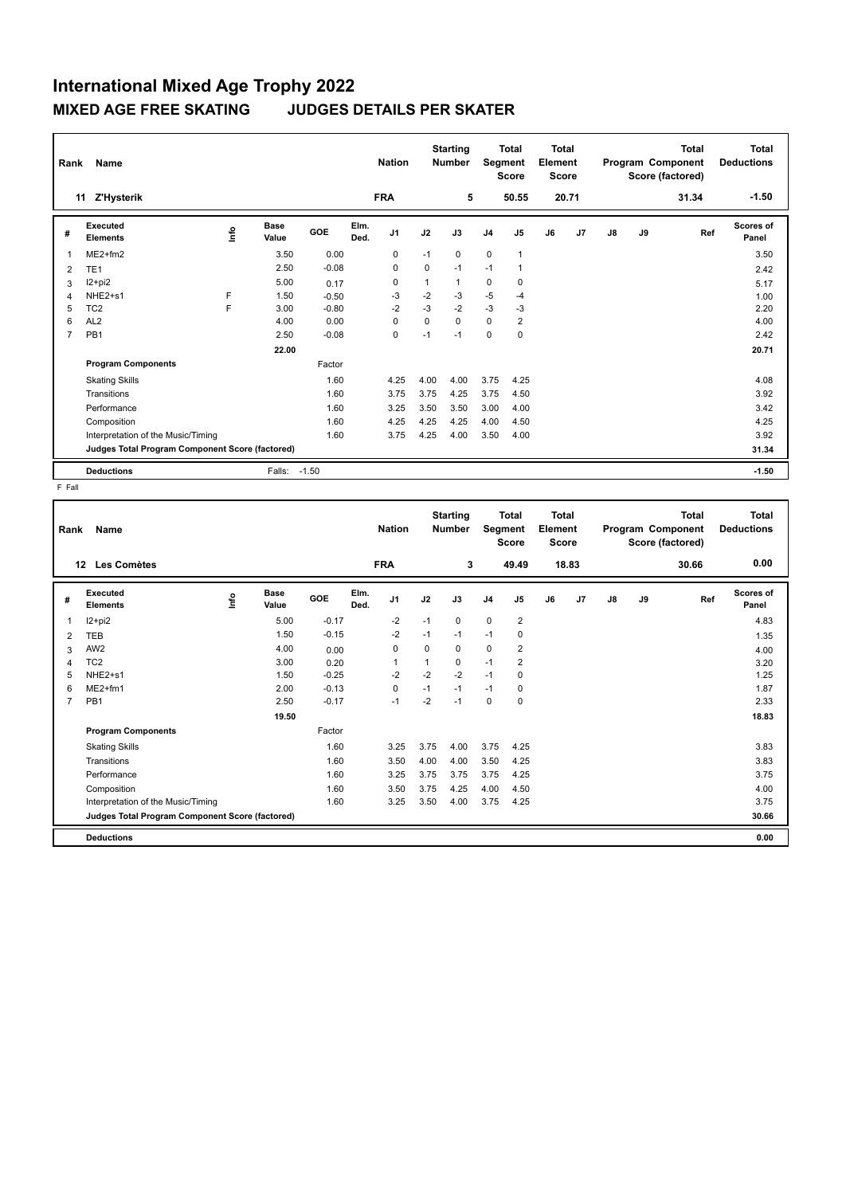# International Mixed Age Trophy 2022

## MIXED AGE FREE SKATING JUDGES DETAILS PER SKATER

| Rank | Name | Nation | Starting Number | Total Segment Score | Total Element Score | Total Program Component Score (factored) | Total Deductions |
|---|---|---|---|---|---|---|---|
| 11 | Z'Hysterik | FRA | 5 | 50.55 | 20.71 | 31.34 | -1.50 |

| # | Executed Elements | Info | Base Value | GOE | Elm. Ded. | J1 | J2 | J3 | J4 | J5 | J6 | J7 | J8 | J9 | Ref | Scores of Panel |
|---|---|---|---|---|---|---|---|---|---|---|---|---|---|---|---|---|
| 1 | ME2+fm2 | | 3.50 | 0.00 | | 0 | -1 | 0 | 0 | 1 | | | | | | 3.50 |
| 2 | TE1 | | 2.50 | -0.08 | | 0 | 0 | -1 | -1 | 1 | | | | | | 2.42 |
| 3 | I2+pi2 | | 5.00 | 0.17 | | 0 | 1 | 1 | 0 | 0 | | | | | | 5.17 |
| 4 | NHE2+s1 | F | 1.50 | -0.50 | | -3 | -2 | -3 | -5 | -4 | | | | | | 1.00 |
| 5 | TC2 | F | 3.00 | -0.80 | | -2 | -3 | -2 | -3 | -3 | | | | | | 2.20 |
| 6 | AL2 | | 4.00 | 0.00 | | 0 | 0 | 0 | 0 | 2 | | | | | | 4.00 |
| 7 | PB1 | | 2.50 | -0.08 | | 0 | -1 | -1 | 0 | 0 | | | | | | 2.42 |
| | | | 22.00 | | | | | | | | | | | | | 20.71 |
| | **Program Components** | | | Factor | | | | | | | | | | | | |
| | Skating Skills | | | 1.60 | | 4.25 | 4.00 | 4.00 | 3.75 | 4.25 | | | | | | 4.08 |
| | Transitions | | | 1.60 | | 3.75 | 3.75 | 4.25 | 3.75 | 4.50 | | | | | | 3.92 |
| | Performance | | | 1.60 | | 3.25 | 3.50 | 3.50 | 3.00 | 4.00 | | | | | | 3.42 |
| | Composition | | | 1.60 | | 4.25 | 4.25 | 4.25 | 4.00 | 4.50 | | | | | | 4.25 |
| | Interpretation of the Music/Timing | | | 1.60 | | 3.75 | 4.25 | 4.00 | 3.50 | 4.00 | | | | | | 3.92 |
| | **Judges Total Program Component Score (factored)** | | | | | | | | | | | | | | | 31.34 |
| | **Deductions** | | Falls: | -1.50 | | | | | | | | | | | | -1.50 |

F Fall

| Rank | Name | Nation | Starting Number | Total Segment Score | Total Element Score | Total Program Component Score (factored) | Total Deductions |
|---|---|---|---|---|---|---|---|
| 12 | Les Comètes | FRA | 3 | 49.49 | 18.83 | 30.66 | 0.00 |

| # | Executed Elements | Info | Base Value | GOE | Elm. Ded. | J1 | J2 | J3 | J4 | J5 | J6 | J7 | J8 | J9 | Ref | Scores of Panel |
|---|---|---|---|---|---|---|---|---|---|---|---|---|---|---|---|---|
| 1 | I2+pi2 | | 5.00 | -0.17 | | -2 | -1 | 0 | 0 | 2 | | | | | | 4.83 |
| 2 | TEB | | 1.50 | -0.15 | | -2 | -1 | -1 | -1 | 0 | | | | | | 1.35 |
| 3 | AW2 | | 4.00 | 0.00 | | 0 | 0 | 0 | 0 | 2 | | | | | | 4.00 |
| 4 | TC2 | | 3.00 | 0.20 | | 1 | 1 | 0 | -1 | 2 | | | | | | 3.20 |
| 5 | NHE2+s1 | | 1.50 | -0.25 | | -2 | -2 | -2 | -1 | 0 | | | | | | 1.25 |
| 6 | ME2+fm1 | | 2.00 | -0.13 | | 0 | -1 | -1 | -1 | 0 | | | | | | 1.87 |
| 7 | PB1 | | 2.50 | -0.17 | | -1 | -2 | -1 | 0 | 0 | | | | | | 2.33 |
| | | | 19.50 | | | | | | | | | | | | | 18.83 |
| | **Program Components** | | | Factor | | | | | | | | | | | | |
| | Skating Skills | | | 1.60 | | 3.25 | 3.75 | 4.00 | 3.75 | 4.25 | | | | | | 3.83 |
| | Transitions | | | 1.60 | | 3.50 | 4.00 | 4.00 | 3.50 | 4.25 | | | | | | 3.83 |
| | Performance | | | 1.60 | | 3.25 | 3.75 | 3.75 | 3.75 | 4.25 | | | | | | 3.75 |
| | Composition | | | 1.60 | | 3.50 | 3.75 | 4.25 | 4.00 | 4.50 | | | | | | 4.00 |
| | Interpretation of the Music/Timing | | | 1.60 | | 3.25 | 3.50 | 4.00 | 3.75 | 4.25 | | | | | | 3.75 |
| | **Judges Total Program Component Score (factored)** | | | | | | | | | | | | | | | 30.66 |
| | **Deductions** | | | | | | | | | | | | | | | 0.00 |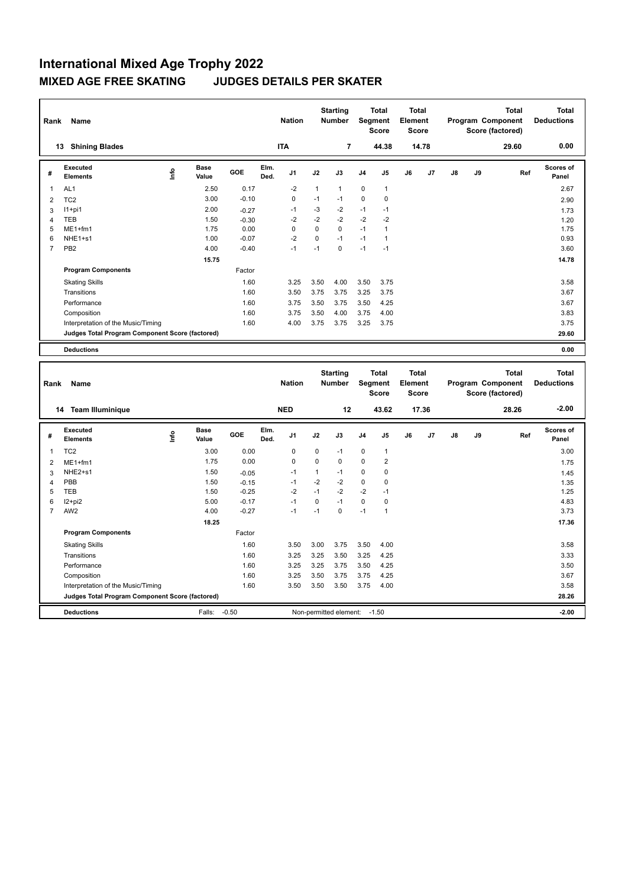# International Mixed Age Trophy 2022

## MIXED AGE FREE SKATING JUDGES DETAILS PER SKATER

| Rank | Name | Nation | Starting Number | Total Segment Score | Total Element Score | Total Program Component Score (factored) | Total Deductions |
|---|---|---|---|---|---|---|---|
| 13 | Shining Blades | ITA | 7 | 44.38 | 14.78 | 29.60 | 0.00 |

| # | Executed Elements | Info | Base Value | GOE | Elm. Ded. | J1 | J2 | J3 | J4 | J5 | J6 | J7 | J8 | J9 | Ref | Scores of Panel |
|---|---|---|---|---|---|---|---|---|---|---|---|---|---|---|---|---|
| 1 | AL1 | | 2.50 | 0.17 | | -2 | 1 | 1 | 0 | 1 | | | | | | 2.67 |
| 2 | TC2 | | 3.00 | -0.10 | | 0 | -1 | -1 | 0 | 0 | | | | | | 2.90 |
| 3 | I1+pi1 | | 2.00 | -0.27 | | -1 | -3 | -2 | -1 | -1 | | | | | | 1.73 |
| 4 | TEB | | 1.50 | -0.30 | | -2 | -2 | -2 | -2 | -2 | | | | | | 1.20 |
| 5 | ME1+fm1 | | 1.75 | 0.00 | | 0 | 0 | 0 | -1 | 1 | | | | | | 1.75 |
| 6 | NHE1+s1 | | 1.00 | -0.07 | | -2 | 0 | -1 | -1 | 1 | | | | | | 0.93 |
| 7 | PB2 | | 4.00 | -0.40 | | -1 | -1 | 0 | -1 | -1 | | | | | | 3.60 |
| | | | 15.75 | | | | | | | | | | | | | 14.78 |
| | **Program Components** | | | Factor | | | | | | | | | | | | |
| | Skating Skills | | | 1.60 | | 3.25 | 3.50 | 4.00 | 3.50 | 3.75 | | | | | | 3.58 |
| | Transitions | | | 1.60 | | 3.50 | 3.75 | 3.75 | 3.25 | 3.75 | | | | | | 3.67 |
| | Performance | | | 1.60 | | 3.75 | 3.50 | 3.75 | 3.50 | 4.25 | | | | | | 3.67 |
| | Composition | | | 1.60 | | 3.75 | 3.50 | 4.00 | 3.75 | 4.00 | | | | | | 3.83 |
| | Interpretation of the Music/Timing | | | 1.60 | | 4.00 | 3.75 | 3.75 | 3.25 | 3.75 | | | | | | 3.75 |
| | **Judges Total Program Component Score (factored)** | | | | | | | | | | | | | | | 29.60 |
| | **Deductions** | | | | | | | | | | | | | | | 0.00 |

| Rank | Name | Nation | Starting Number | Total Segment Score | Total Element Score | Total Program Component Score (factored) | Total Deductions |
|---|---|---|---|---|---|---|---|
| 14 | Team Illuminique | NED | 12 | 43.62 | 17.36 | 28.26 | -2.00 |

| # | Executed Elements | Info | Base Value | GOE | Elm. Ded. | J1 | J2 | J3 | J4 | J5 | J6 | J7 | J8 | J9 | Ref | Scores of Panel |
|---|---|---|---|---|---|---|---|---|---|---|---|---|---|---|---|---|
| 1 | TC2 | | 3.00 | 0.00 | | 0 | 0 | -1 | 0 | 1 | | | | | | 3.00 |
| 2 | ME1+fm1 | | 1.75 | 0.00 | | 0 | 0 | 0 | 0 | 2 | | | | | | 1.75 |
| 3 | NHE2+s1 | | 1.50 | -0.05 | | -1 | 1 | -1 | 0 | 0 | | | | | | 1.45 |
| 4 | PBB | | 1.50 | -0.15 | | -1 | -2 | -2 | 0 | 0 | | | | | | 1.35 |
| 5 | TEB | | 1.50 | -0.25 | | -2 | -1 | -2 | -2 | -1 | | | | | | 1.25 |
| 6 | I2+pi2 | | 5.00 | -0.17 | | -1 | 0 | -1 | 0 | 0 | | | | | | 4.83 |
| 7 | AW2 | | 4.00 | -0.27 | | -1 | -1 | 0 | -1 | 1 | | | | | | 3.73 |
| | | | 18.25 | | | | | | | | | | | | | 17.36 |
| | **Program Components** | | | Factor | | | | | | | | | | | | |
| | Skating Skills | | | 1.60 | | 3.50 | 3.00 | 3.75 | 3.50 | 4.00 | | | | | | 3.58 |
| | Transitions | | | 1.60 | | 3.25 | 3.25 | 3.50 | 3.25 | 4.25 | | | | | | 3.33 |
| | Performance | | | 1.60 | | 3.25 | 3.25 | 3.75 | 3.50 | 4.25 | | | | | | 3.50 |
| | Composition | | | 1.60 | | 3.25 | 3.50 | 3.75 | 3.75 | 4.25 | | | | | | 3.67 |
| | Interpretation of the Music/Timing | | | 1.60 | | 3.50 | 3.50 | 3.50 | 3.75 | 4.00 | | | | | | 3.58 |
| | **Judges Total Program Component Score (factored)** | | | | | | | | | | | | | | | 28.26 |
| | **Deductions** | | Falls: -0.50 | | | Non-permitted element: -1.50 | | | | | | | | | | -2.00 |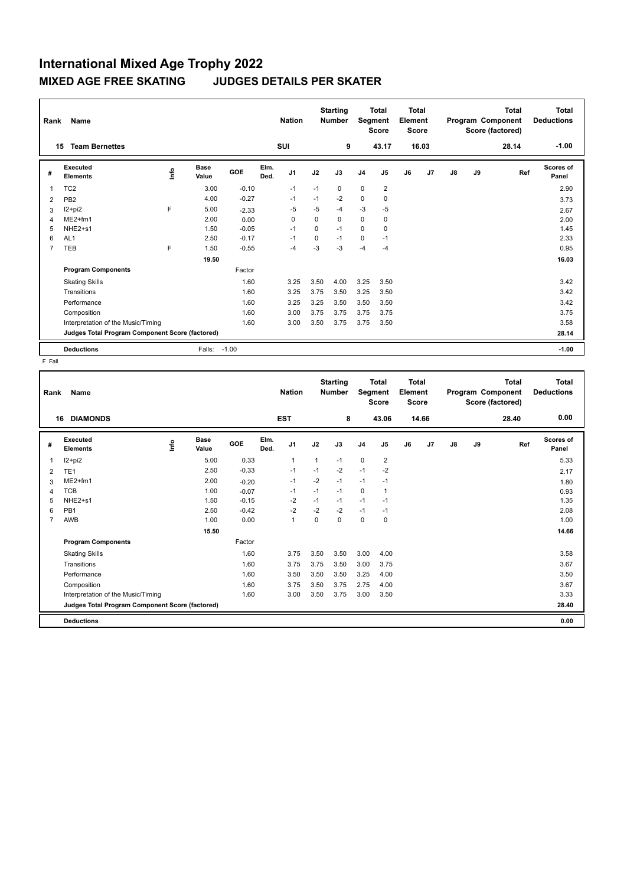# International Mixed Age Trophy 2022

## MIXED AGE FREE SKATING JUDGES DETAILS PER SKATER

| Rank | Name | Nation | Starting Number | Total Segment Score | Total Element Score | Total Program Component Score (factored) | Total Deductions |
|---|---|---|---|---|---|---|---|
| 15 | Team Bernettes | SUI | 9 | 43.17 | 16.03 | 28.14 | -1.00 |

| # | Executed Elements | Info | Base Value | GOE | Elm. Ded. | J1 | J2 | J3 | J4 | J5 | J6 | J7 | J8 | J9 | Ref | Scores of Panel |
|---|---|---|---|---|---|---|---|---|---|---|---|---|---|---|---|---|
| 1 | TC2 | | 3.00 | -0.10 | | -1 | -1 | 0 | 0 | 2 | | | | | | 2.90 |
| 2 | PB2 | | 4.00 | -0.27 | | -1 | -1 | -2 | 0 | 0 | | | | | | 3.73 |
| 3 | I2+pi2 | F | 5.00 | -2.33 | | -5 | -5 | -4 | -3 | -5 | | | | | | 2.67 |
| 4 | ME2+fm1 | | 2.00 | 0.00 | | 0 | 0 | 0 | 0 | 0 | | | | | | 2.00 |
| 5 | NHE2+s1 | | 1.50 | -0.05 | | -1 | 0 | -1 | 0 | 0 | | | | | | 1.45 |
| 6 | AL1 | | 2.50 | -0.17 | | -1 | 0 | -1 | 0 | -1 | | | | | | 2.33 |
| 7 | TEB | F | 1.50 | -0.55 | | -4 | -3 | -3 | -4 | -4 | | | | | | 0.95 |
| | | | 19.50 | | | | | | | | | | | | | 16.03 |
| | **Program Components** | | | Factor | | | | | | | | | | | | |
| | Skating Skills | | | 1.60 | | 3.25 | 3.50 | 4.00 | 3.25 | 3.50 | | | | | | 3.42 |
| | Transitions | | | 1.60 | | 3.25 | 3.75 | 3.50 | 3.25 | 3.50 | | | | | | 3.42 |
| | Performance | | | 1.60 | | 3.25 | 3.25 | 3.50 | 3.50 | 3.50 | | | | | | 3.42 |
| | Composition | | | 1.60 | | 3.00 | 3.75 | 3.75 | 3.75 | 3.75 | | | | | | 3.75 |
| | Interpretation of the Music/Timing | | | 1.60 | | 3.00 | 3.50 | 3.75 | 3.75 | 3.50 | | | | | | 3.58 |
| | **Judges Total Program Component Score (factored)** | | | | | | | | | | | | | | | 28.14 |
| | **Deductions** | | Falls: | -1.00 | | | | | | | | | | | | -1.00 |

F Fall

| Rank | Name | Nation | Starting Number | Total Segment Score | Total Element Score | Total Program Component Score (factored) | Total Deductions |
|---|---|---|---|---|---|---|---|
| 16 | DIAMONDS | EST | 8 | 43.06 | 14.66 | 28.40 | 0.00 |

| # | Executed Elements | Info | Base Value | GOE | Elm. Ded. | J1 | J2 | J3 | J4 | J5 | J6 | J7 | J8 | J9 | Ref | Scores of Panel |
|---|---|---|---|---|---|---|---|---|---|---|---|---|---|---|---|---|
| 1 | I2+pi2 | | 5.00 | 0.33 | | 1 | 1 | -1 | 0 | 2 | | | | | | 5.33 |
| 2 | TE1 | | 2.50 | -0.33 | | -1 | -1 | -2 | -1 | -2 | | | | | | 2.17 |
| 3 | ME2+fm1 | | 2.00 | -0.20 | | -1 | -2 | -1 | -1 | -1 | | | | | | 1.80 |
| 4 | TCB | | 1.00 | -0.07 | | -1 | -1 | -1 | 0 | 1 | | | | | | 0.93 |
| 5 | NHE2+s1 | | 1.50 | -0.15 | | -2 | -1 | -1 | -1 | -1 | | | | | | 1.35 |
| 6 | PB1 | | 2.50 | -0.42 | | -2 | -2 | -2 | -1 | -1 | | | | | | 2.08 |
| 7 | AWB | | 1.00 | 0.00 | | 1 | 0 | 0 | 0 | 0 | | | | | | 1.00 |
| | | | 15.50 | | | | | | | | | | | | | 14.66 |
| | **Program Components** | | | Factor | | | | | | | | | | | | |
| | Skating Skills | | | 1.60 | | 3.75 | 3.50 | 3.50 | 3.00 | 4.00 | | | | | | 3.58 |
| | Transitions | | | 1.60 | | 3.75 | 3.75 | 3.50 | 3.00 | 3.75 | | | | | | 3.67 |
| | Performance | | | 1.60 | | 3.50 | 3.50 | 3.50 | 3.25 | 4.00 | | | | | | 3.50 |
| | Composition | | | 1.60 | | 3.75 | 3.50 | 3.75 | 2.75 | 4.00 | | | | | | 3.67 |
| | Interpretation of the Music/Timing | | | 1.60 | | 3.00 | 3.50 | 3.75 | 3.00 | 3.50 | | | | | | 3.33 |
| | **Judges Total Program Component Score (factored)** | | | | | | | | | | | | | | | 28.40 |
| | **Deductions** | | | | | | | | | | | | | | | 0.00 |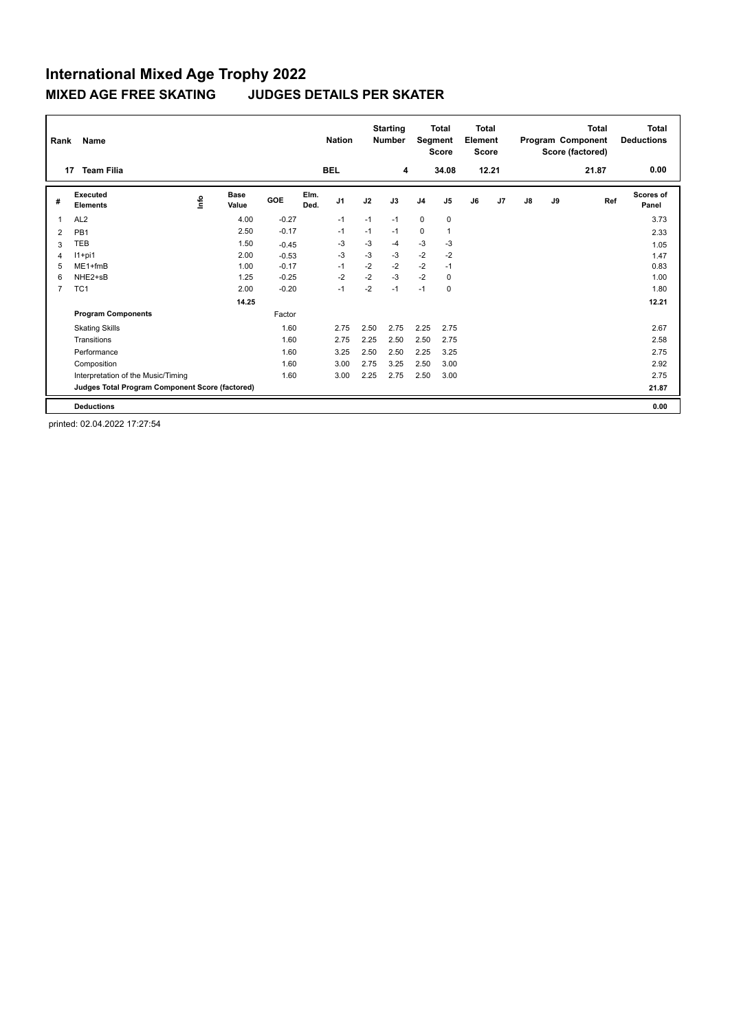# International Mixed Age Trophy 2022

## MIXED AGE FREE SKATING JUDGES DETAILS PER SKATER

| Rank | Name | Nation | Starting Number | Total Segment Score | Total Element Score | Total Program Component Score (factored) | Total Deductions |
|---|---|---|---|---|---|---|---|
| 17 | Team Filia | BEL | 4 | 34.08 | 12.21 | 21.87 | 0.00 |

| # | Executed Elements | Info | Base Value | GOE | Elm. Ded. | J1 | J2 | J3 | J4 | J5 | J6 | J7 | J8 | J9 | Ref | Scores of Panel |
|---|---|---|---|---|---|---|---|---|---|---|---|---|---|---|---|---|
| 1 | AL2 | | 4.00 | -0.27 | | -1 | -1 | -1 | 0 | 0 | | | | | | 3.73 |
| 2 | PB1 | | 2.50 | -0.17 | | -1 | -1 | -1 | 0 | 1 | | | | | | 2.33 |
| 3 | TEB | | 1.50 | -0.45 | | -3 | -3 | -4 | -3 | -3 | | | | | | 1.05 |
| 4 | I1+pi1 | | 2.00 | -0.53 | | -3 | -3 | -3 | -2 | -2 | | | | | | 1.47 |
| 5 | ME1+fmB | | 1.00 | -0.17 | | -1 | -2 | -2 | -2 | -1 | | | | | | 0.83 |
| 6 | NHE2+sB | | 1.25 | -0.25 | | -2 | -2 | -3 | -2 | 0 | | | | | | 1.00 |
| 7 | TC1 | | 2.00 | -0.20 | | -1 | -2 | -1 | -1 | 0 | | | | | | 1.80 |
| | | | 14.25 | | | | | | | | | | | | | 12.21 |
| | **Program Components** | | | Factor | | | | | | | | | | | | |
| | Skating Skills | | | 1.60 | | 2.75 | 2.50 | 2.75 | 2.25 | 2.75 | | | | | | 2.67 |
| | Transitions | | | 1.60 | | 2.75 | 2.25 | 2.50 | 2.50 | 2.75 | | | | | | 2.58 |
| | Performance | | | 1.60 | | 3.25 | 2.50 | 2.50 | 2.25 | 3.25 | | | | | | 2.75 |
| | Composition | | | 1.60 | | 3.00 | 2.75 | 3.25 | 2.50 | 3.00 | | | | | | 2.92 |
| | Interpretation of the Music/Timing | | | 1.60 | | 3.00 | 2.25 | 2.75 | 2.50 | 3.00 | | | | | | 2.75 |
| | **Judges Total Program Component Score (factored)** | | | | | | | | | | | | | | | 21.87 |
| | **Deductions** | | | | | | | | | | | | | | | 0.00 |

printed: 02.04.2022 17:27:54